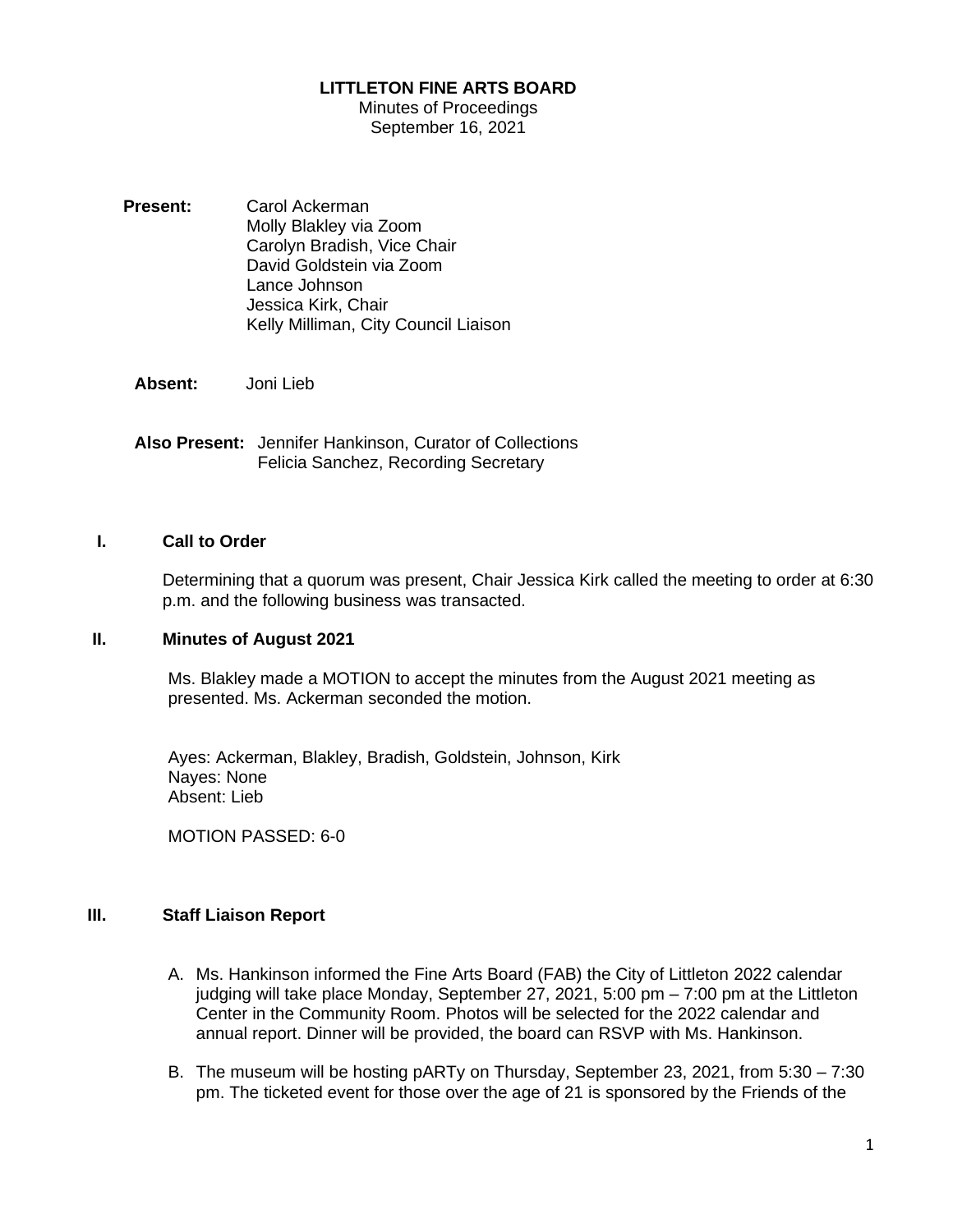**LITTLETON FINE ARTS BOARD**

Minutes of Proceedings

September 16, 2021

**Present:**
Carol Ackerman
Molly Blakley via Zoom
Carolyn Bradish, Vice Chair
David Goldstein via Zoom
Lance Johnson
Jessica Kirk, Chair
Kelly Milliman, City Council Liaison

**Absent:** Joni Lieb

**Also Present:** Jennifer Hankinson, Curator of Collections
Felicia Sanchez, Recording Secretary

## I. Call to Order

Determining that a quorum was present, Chair Jessica Kirk called the meeting to order at 6:30 p.m. and the following business was transacted.

## II. Minutes of August 2021

Ms. Blakley made a MOTION to accept the minutes from the August 2021 meeting as presented. Ms. Ackerman seconded the motion.

Ayes: Ackerman, Blakley, Bradish, Goldstein, Johnson, Kirk
Nayes: None
Absent: Lieb

MOTION PASSED: 6-0

## III. Staff Liaison Report

A. Ms. Hankinson informed the Fine Arts Board (FAB) the City of Littleton 2022 calendar judging will take place Monday, September 27, 2021, 5:00 pm – 7:00 pm at the Littleton Center in the Community Room. Photos will be selected for the 2022 calendar and annual report. Dinner will be provided, the board can RSVP with Ms. Hankinson.

B. The museum will be hosting pARTy on Thursday, September 23, 2021, from 5:30 – 7:30 pm. The ticketed event for those over the age of 21 is sponsored by the Friends of the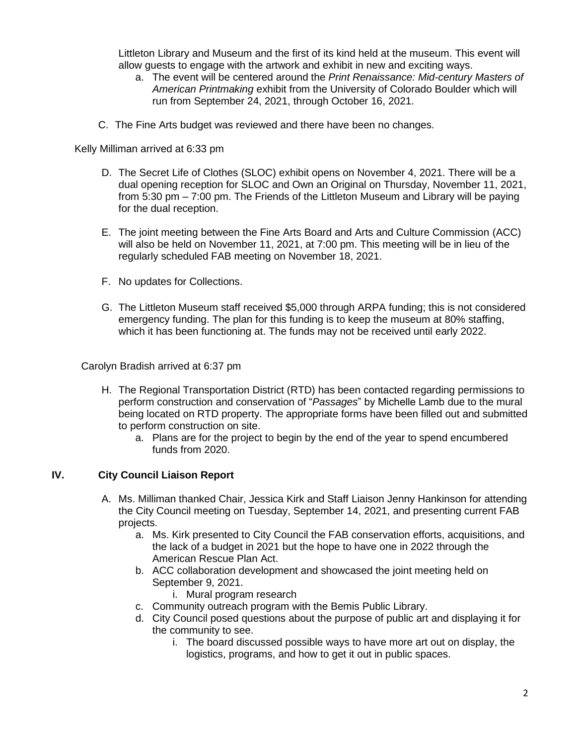Littleton Library and Museum and the first of its kind held at the museum. This event will allow guests to engage with the artwork and exhibit in new and exciting ways.

   a. The event will be centered around the *Print Renaissance: Mid-century Masters of American Printmaking* exhibit from the University of Colorado Boulder which will run from September 24, 2021, through October 16, 2021.

C. The Fine Arts budget was reviewed and there have been no changes.

Kelly Milliman arrived at 6:33 pm

D. The Secret Life of Clothes (SLOC) exhibit opens on November 4, 2021. There will be a dual opening reception for SLOC and Own an Original on Thursday, November 11, 2021, from 5:30 pm – 7:00 pm. The Friends of the Littleton Museum and Library will be paying for the dual reception.

E. The joint meeting between the Fine Arts Board and Arts and Culture Commission (ACC) will also be held on November 11, 2021, at 7:00 pm. This meeting will be in lieu of the regularly scheduled FAB meeting on November 18, 2021.

F. No updates for Collections.

G. The Littleton Museum staff received $5,000 through ARPA funding; this is not considered emergency funding. The plan for this funding is to keep the museum at 80% staffing, which it has been functioning at. The funds may not be received until early 2022.

Carolyn Bradish arrived at 6:37 pm

H. The Regional Transportation District (RTD) has been contacted regarding permissions to perform construction and conservation of "*Passages*" by Michelle Lamb due to the mural being located on RTD property. The appropriate forms have been filled out and submitted to perform construction on site.

   a. Plans are for the project to begin by the end of the year to spend encumbered funds from 2020.

## IV. City Council Liaison Report

A. Ms. Milliman thanked Chair, Jessica Kirk and Staff Liaison Jenny Hankinson for attending the City Council meeting on Tuesday, September 14, 2021, and presenting current FAB projects.

   a. Ms. Kirk presented to City Council the FAB conservation efforts, acquisitions, and the lack of a budget in 2021 but the hope to have one in 2022 through the American Rescue Plan Act.
   b. ACC collaboration development and showcased the joint meeting held on September 9, 2021.
      i. Mural program research
   c. Community outreach program with the Bemis Public Library.
   d. City Council posed questions about the purpose of public art and displaying it for the community to see.
      i. The board discussed possible ways to have more art out on display, the logistics, programs, and how to get it out in public spaces.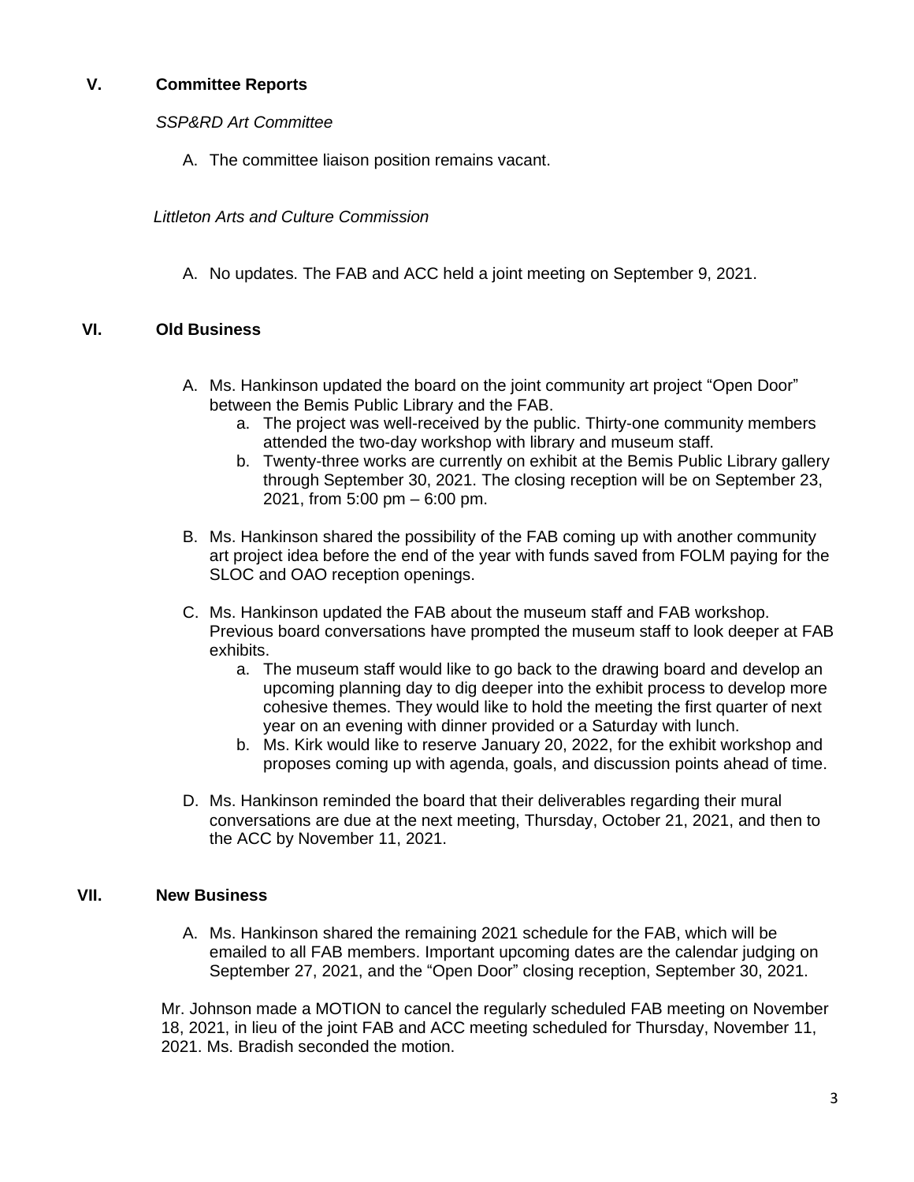## V. Committee Reports

*SSP&RD Art Committee*

A. The committee liaison position remains vacant.

*Littleton Arts and Culture Commission*

A. No updates. The FAB and ACC held a joint meeting on September 9, 2021.

## VI. Old Business

A. Ms. Hankinson updated the board on the joint community art project "Open Door" between the Bemis Public Library and the FAB.
   a. The project was well-received by the public. Thirty-one community members attended the two-day workshop with library and museum staff.
   b. Twenty-three works are currently on exhibit at the Bemis Public Library gallery through September 30, 2021. The closing reception will be on September 23, 2021, from 5:00 pm – 6:00 pm.

B. Ms. Hankinson shared the possibility of the FAB coming up with another community art project idea before the end of the year with funds saved from FOLM paying for the SLOC and OAO reception openings.

C. Ms. Hankinson updated the FAB about the museum staff and FAB workshop. Previous board conversations have prompted the museum staff to look deeper at FAB exhibits.
   a. The museum staff would like to go back to the drawing board and develop an upcoming planning day to dig deeper into the exhibit process to develop more cohesive themes. They would like to hold the meeting the first quarter of next year on an evening with dinner provided or a Saturday with lunch.
   b. Ms. Kirk would like to reserve January 20, 2022, for the exhibit workshop and proposes coming up with agenda, goals, and discussion points ahead of time.

D. Ms. Hankinson reminded the board that their deliverables regarding their mural conversations are due at the next meeting, Thursday, October 21, 2021, and then to the ACC by November 11, 2021.

## VII. New Business

A. Ms. Hankinson shared the remaining 2021 schedule for the FAB, which will be emailed to all FAB members. Important upcoming dates are the calendar judging on September 27, 2021, and the "Open Door" closing reception, September 30, 2021.

Mr. Johnson made a MOTION to cancel the regularly scheduled FAB meeting on November 18, 2021, in lieu of the joint FAB and ACC meeting scheduled for Thursday, November 11, 2021. Ms. Bradish seconded the motion.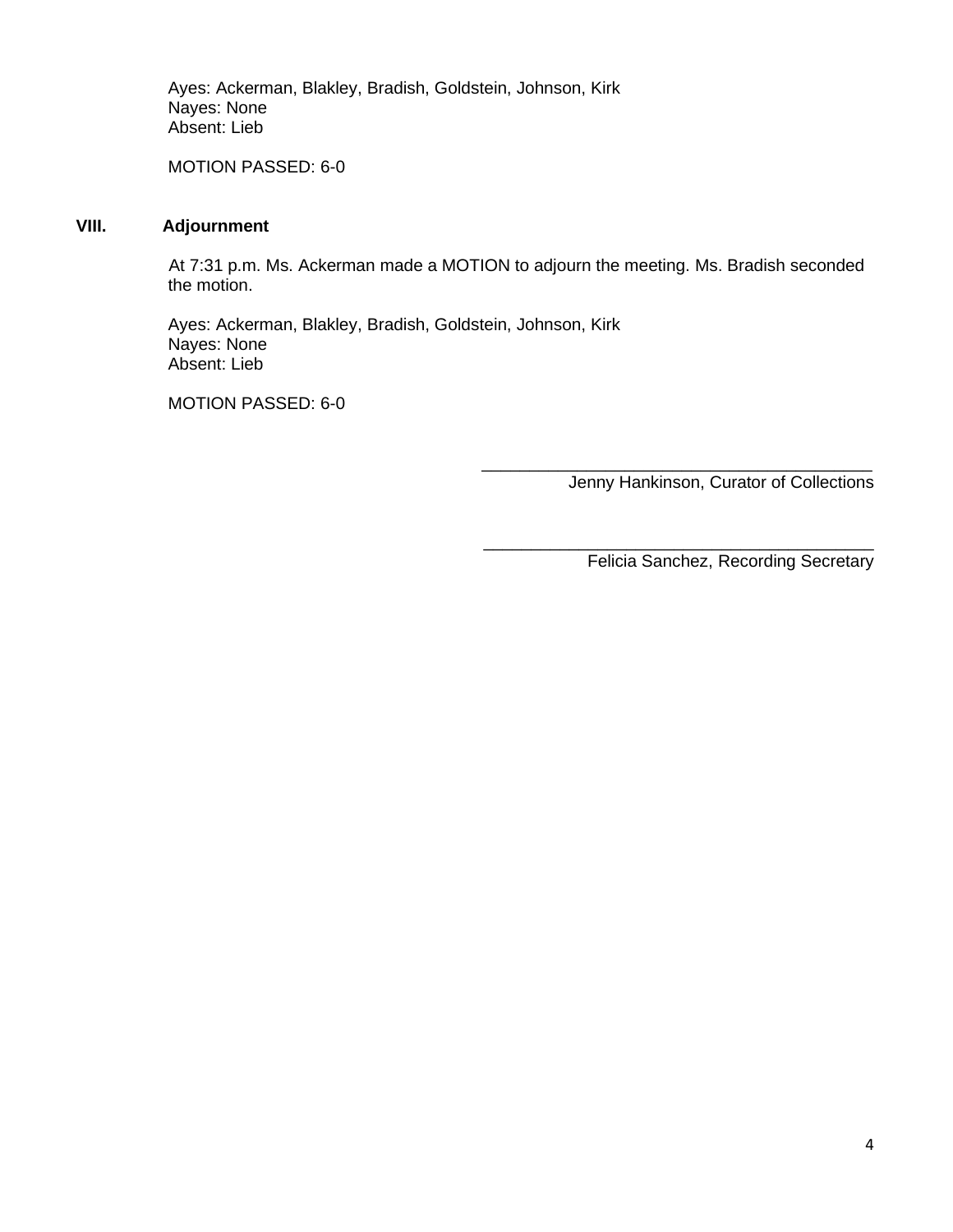Ayes: Ackerman, Blakley, Bradish, Goldstein, Johnson, Kirk
Nayes: None
Absent: Lieb

MOTION PASSED: 6-0

## VIII. Adjournment

At 7:31 p.m. Ms. Ackerman made a MOTION to adjourn the meeting. Ms. Bradish seconded the motion.

Ayes: Ackerman, Blakley, Bradish, Goldstein, Johnson, Kirk
Nayes: None
Absent: Lieb

MOTION PASSED: 6-0

\_\_\_\_\_\_\_\_\_\_\_\_\_\_\_\_\_\_\_\_\_\_\_\_\_\_\_\_\_\_\_\_\_\_\_\_\_\_\_\_
Jenny Hankinson, Curator of Collections

\_\_\_\_\_\_\_\_\_\_\_\_\_\_\_\_\_\_\_\_\_\_\_\_\_\_\_\_\_\_\_\_\_\_\_\_\_\_\_\_
Felicia Sanchez, Recording Secretary